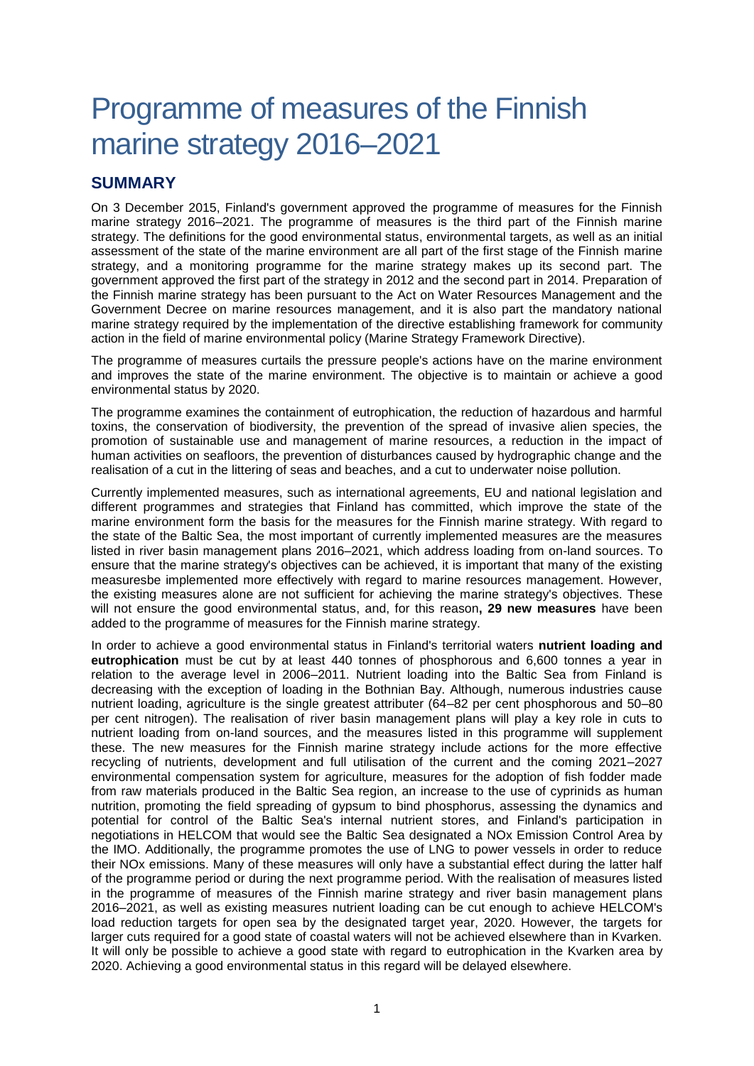# Programme of measures of the Finnish marine strategy 2016–2021

## SUMMARY

On 3 December 2015, Finland's government approved the programme of measures for the Finnish marine strategy 2016–2021. The programme of measures is the third part of the Finnish marine strategy. The definitions for the good environmental status, environmental targets, as well as an initial assessment of the state of the marine environment are all part of the first stage of the Finnish marine strategy, and a monitoring programme for the marine strategy makes up its second part. The government approved the first part of the strategy in 2012 and the second part in 2014. Preparation of the Finnish marine strategy has been pursuant to the Act on Water Resources Management and the Government Decree on marine resources management, and it is also part the mandatory national marine strategy required by the implementation of the directive establishing framework for community action in the field of marine environmental policy (Marine Strategy Framework Directive).

The programme of measures curtails the pressure people's actions have on the marine environment and improves the state of the marine environment. The objective is to maintain or achieve a good environmental status by 2020.

The programme examines the containment of eutrophication, the reduction of hazardous and harmful toxins, the conservation of biodiversity, the prevention of the spread of invasive alien species, the promotion of sustainable use and management of marine resources, a reduction in the impact of human activities on seafloors, the prevention of disturbances caused by hydrographic change and the realisation of a cut in the littering of seas and beaches, and a cut to underwater noise pollution.

Currently implemented measures, such as international agreements, EU and national legislation and different programmes and strategies that Finland has committed, which improve the state of the marine environment form the basis for the measures for the Finnish marine strategy. With regard to the state of the Baltic Sea, the most important of currently implemented measures are the measures listed in river basin management plans 2016–2021, which address loading from on-land sources. To ensure that the marine strategy's objectives can be achieved, it is important that many of the existing measuresbe implemented more effectively with regard to marine resources management. However, the existing measures alone are not sufficient for achieving the marine strategy's objectives. These will not ensure the good environmental status, and, for this reason**, 29 new measures** have been added to the programme of measures for the Finnish marine strategy.

In order to achieve a good environmental status in Finland's territorial waters **nutrient loading and eutrophication** must be cut by at least 440 tonnes of phosphorous and 6,600 tonnes a year in relation to the average level in 2006–2011. Nutrient loading into the Baltic Sea from Finland is decreasing with the exception of loading in the Bothnian Bay. Although, numerous industries cause nutrient loading, agriculture is the single greatest attributer (64–82 per cent phosphorous and 50–80 per cent nitrogen). The realisation of river basin management plans will play a key role in cuts to nutrient loading from on-land sources, and the measures listed in this programme will supplement these. The new measures for the Finnish marine strategy include actions for the more effective recycling of nutrients, development and full utilisation of the current and the coming 2021–2027 environmental compensation system for agriculture, measures for the adoption of fish fodder made from raw materials produced in the Baltic Sea region, an increase to the use of cyprinids as human nutrition, promoting the field spreading of gypsum to bind phosphorus, assessing the dynamics and potential for control of the Baltic Sea's internal nutrient stores, and Finland's participation in negotiations in HELCOM that would see the Baltic Sea designated a NOx Emission Control Area by the IMO. Additionally, the programme promotes the use of LNG to power vessels in order to reduce their NOx emissions. Many of these measures will only have a substantial effect during the latter half of the programme period or during the next programme period. With the realisation of measures listed in the programme of measures of the Finnish marine strategy and river basin management plans 2016–2021, as well as existing measures nutrient loading can be cut enough to achieve HELCOM's load reduction targets for open sea by the designated target year, 2020. However, the targets for larger cuts required for a good state of coastal waters will not be achieved elsewhere than in Kvarken. It will only be possible to achieve a good state with regard to eutrophication in the Kvarken area by 2020. Achieving a good environmental status in this regard will be delayed elsewhere.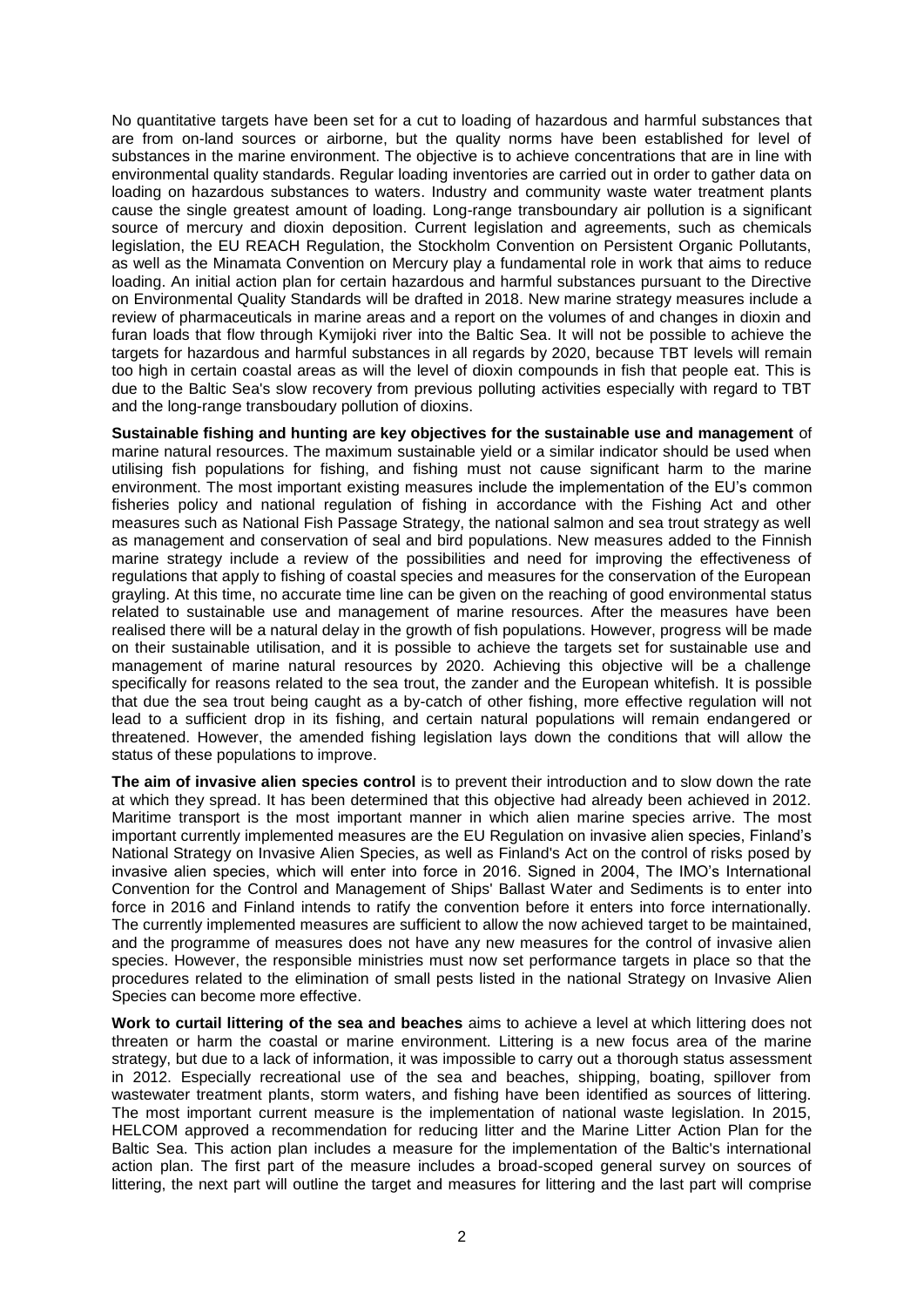No quantitative targets have been set for a cut to loading of hazardous and harmful substances that are from on-land sources or airborne, but the quality norms have been established for level of substances in the marine environment. The objective is to achieve concentrations that are in line with environmental quality standards. Regular loading inventories are carried out in order to gather data on loading on hazardous substances to waters. Industry and community waste water treatment plants cause the single greatest amount of loading. Long-range transboundary air pollution is a significant source of mercury and dioxin deposition. Current legislation and agreements, such as chemicals legislation, the EU REACH Regulation, the Stockholm Convention on Persistent Organic Pollutants, as well as the Minamata Convention on Mercury play a fundamental role in work that aims to reduce loading. An initial action plan for certain hazardous and harmful substances pursuant to the Directive on Environmental Quality Standards will be drafted in 2018. New marine strategy measures include a review of pharmaceuticals in marine areas and a report on the volumes of and changes in dioxin and furan loads that flow through Kymijoki river into the Baltic Sea. It will not be possible to achieve the targets for hazardous and harmful substances in all regards by 2020, because TBT levels will remain too high in certain coastal areas as will the level of dioxin compounds in fish that people eat. This is due to the Baltic Sea's slow recovery from previous polluting activities especially with regard to TBT and the long-range transboudary pollution of dioxins.

**Sustainable fishing and hunting are key objectives for the sustainable use and management** of marine natural resources. The maximum sustainable yield or a similar indicator should be used when utilising fish populations for fishing, and fishing must not cause significant harm to the marine environment. The most important existing measures include the implementation of the EU's common fisheries policy and national regulation of fishing in accordance with the Fishing Act and other measures such as National Fish Passage Strategy, the national salmon and sea trout strategy as well as management and conservation of seal and bird populations. New measures added to the Finnish marine strategy include a review of the possibilities and need for improving the effectiveness of regulations that apply to fishing of coastal species and measures for the conservation of the European grayling. At this time, no accurate time line can be given on the reaching of good environmental status related to sustainable use and management of marine resources. After the measures have been realised there will be a natural delay in the growth of fish populations. However, progress will be made on their sustainable utilisation, and it is possible to achieve the targets set for sustainable use and management of marine natural resources by 2020. Achieving this objective will be a challenge specifically for reasons related to the sea trout, the zander and the European whitefish. It is possible that due the sea trout being caught as a by-catch of other fishing, more effective regulation will not lead to a sufficient drop in its fishing, and certain natural populations will remain endangered or threatened. However, the amended fishing legislation lays down the conditions that will allow the status of these populations to improve.

**The aim of invasive alien species control** is to prevent their introduction and to slow down the rate at which they spread. It has been determined that this objective had already been achieved in 2012. Maritime transport is the most important manner in which alien marine species arrive. The most important currently implemented measures are the EU Regulation on invasive alien species, Finland's National Strategy on Invasive Alien Species, as well as Finland's Act on the control of risks posed by invasive alien species, which will enter into force in 2016. Signed in 2004, The IMO's International Convention for the Control and Management of Ships' Ballast Water and Sediments is to enter into force in 2016 and Finland intends to ratify the convention before it enters into force internationally. The currently implemented measures are sufficient to allow the now achieved target to be maintained, and the programme of measures does not have any new measures for the control of invasive alien species. However, the responsible ministries must now set performance targets in place so that the procedures related to the elimination of small pests listed in the national Strategy on Invasive Alien Species can become more effective.

**Work to curtail littering of the sea and beaches** aims to achieve a level at which littering does not threaten or harm the coastal or marine environment. Littering is a new focus area of the marine strategy, but due to a lack of information, it was impossible to carry out a thorough status assessment in 2012. Especially recreational use of the sea and beaches, shipping, boating, spillover from wastewater treatment plants, storm waters, and fishing have been identified as sources of littering. The most important current measure is the implementation of national waste legislation. In 2015, HELCOM approved a recommendation for reducing litter and the Marine Litter Action Plan for the Baltic Sea. This action plan includes a measure for the implementation of the Baltic's international action plan. The first part of the measure includes a broad-scoped general survey on sources of littering, the next part will outline the target and measures for littering and the last part will comprise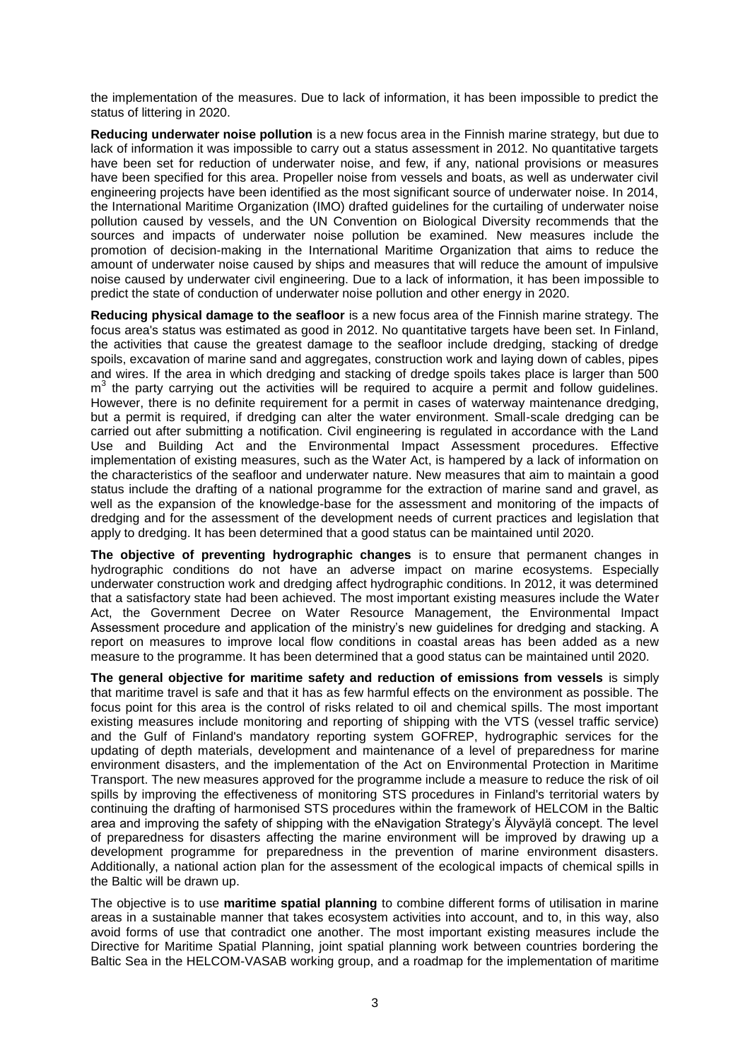the implementation of the measures. Due to lack of information, it has been impossible to predict the status of littering in 2020.

**Reducing underwater noise pollution** is a new focus area in the Finnish marine strategy, but due to lack of information it was impossible to carry out a status assessment in 2012. No quantitative targets have been set for reduction of underwater noise, and few, if any, national provisions or measures have been specified for this area. Propeller noise from vessels and boats, as well as underwater civil engineering projects have been identified as the most significant source of underwater noise. In 2014, the International Maritime Organization (IMO) drafted guidelines for the curtailing of underwater noise pollution caused by vessels, and the UN Convention on Biological Diversity recommends that the sources and impacts of underwater noise pollution be examined. New measures include the promotion of decision-making in the International Maritime Organization that aims to reduce the amount of underwater noise caused by ships and measures that will reduce the amount of impulsive noise caused by underwater civil engineering. Due to a lack of information, it has been impossible to predict the state of conduction of underwater noise pollution and other energy in 2020.

**Reducing physical damage to the seafloor** is a new focus area of the Finnish marine strategy. The focus area's status was estimated as good in 2012. No quantitative targets have been set. In Finland, the activities that cause the greatest damage to the seafloor include dredging, stacking of dredge spoils, excavation of marine sand and aggregates, construction work and laying down of cables, pipes and wires. If the area in which dredging and stacking of dredge spoils takes place is larger than 500 $m^3$ the party carrying out the activities will be required to acquire a permit and follow guidelines. However, there is no definite requirement for a permit in cases of waterway maintenance dredging, but a permit is required, if dredging can alter the water environment. Small-scale dredging can be carried out after submitting a notification. Civil engineering is regulated in accordance with the Land Use and Building Act and the Environmental Impact Assessment procedures. Effective implementation of existing measures, such as the Water Act, is hampered by a lack of information on the characteristics of the seafloor and underwater nature. New measures that aim to maintain a good status include the drafting of a national programme for the extraction of marine sand and gravel, as well as the expansion of the knowledge-base for the assessment and monitoring of the impacts of dredging and for the assessment of the development needs of current practices and legislation that apply to dredging. It has been determined that a good status can be maintained until 2020.

**The objective of preventing hydrographic changes** is to ensure that permanent changes in hydrographic conditions do not have an adverse impact on marine ecosystems. Especially underwater construction work and dredging affect hydrographic conditions. In 2012, it was determined that a satisfactory state had been achieved. The most important existing measures include the Water Act, the Government Decree on Water Resource Management, the Environmental Impact Assessment procedure and application of the ministry's new guidelines for dredging and stacking. A report on measures to improve local flow conditions in coastal areas has been added as a new measure to the programme. It has been determined that a good status can be maintained until 2020.

**The general objective for maritime safety and reduction of emissions from vessels** is simply that maritime travel is safe and that it has as few harmful effects on the environment as possible. The focus point for this area is the control of risks related to oil and chemical spills. The most important existing measures include monitoring and reporting of shipping with the VTS (vessel traffic service) and the Gulf of Finland's mandatory reporting system GOFREP, hydrographic services for the updating of depth materials, development and maintenance of a level of preparedness for marine environment disasters, and the implementation of the Act on Environmental Protection in Maritime Transport. The new measures approved for the programme include a measure to reduce the risk of oil spills by improving the effectiveness of monitoring STS procedures in Finland's territorial waters by continuing the drafting of harmonised STS procedures within the framework of HELCOM in the Baltic area and improving the safety of shipping with the eNavigation Strategy's Älyväylä concept. The level of preparedness for disasters affecting the marine environment will be improved by drawing up a development programme for preparedness in the prevention of marine environment disasters. Additionally, a national action plan for the assessment of the ecological impacts of chemical spills in the Baltic will be drawn up.

The objective is to use **maritime spatial planning** to combine different forms of utilisation in marine areas in a sustainable manner that takes ecosystem activities into account, and to, in this way, also avoid forms of use that contradict one another. The most important existing measures include the Directive for Maritime Spatial Planning, joint spatial planning work between countries bordering the Baltic Sea in the HELCOM-VASAB working group, and a roadmap for the implementation of maritime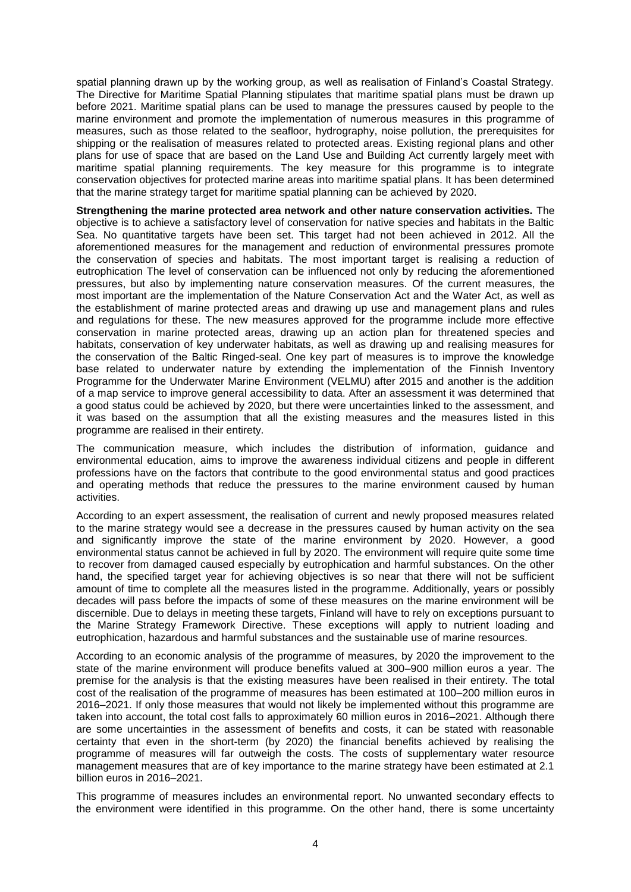spatial planning drawn up by the working group, as well as realisation of Finland's Coastal Strategy. The Directive for Maritime Spatial Planning stipulates that maritime spatial plans must be drawn up before 2021. Maritime spatial plans can be used to manage the pressures caused by people to the marine environment and promote the implementation of numerous measures in this programme of measures, such as those related to the seafloor, hydrography, noise pollution, the prerequisites for shipping or the realisation of measures related to protected areas. Existing regional plans and other plans for use of space that are based on the Land Use and Building Act currently largely meet with maritime spatial planning requirements. The key measure for this programme is to integrate conservation objectives for protected marine areas into maritime spatial plans. It has been determined that the marine strategy target for maritime spatial planning can be achieved by 2020.

**Strengthening the marine protected area network and other nature conservation activities.** The objective is to achieve a satisfactory level of conservation for native species and habitats in the Baltic Sea. No quantitative targets have been set. This target had not been achieved in 2012. All the aforementioned measures for the management and reduction of environmental pressures promote the conservation of species and habitats. The most important target is realising a reduction of eutrophication The level of conservation can be influenced not only by reducing the aforementioned pressures, but also by implementing nature conservation measures. Of the current measures, the most important are the implementation of the Nature Conservation Act and the Water Act, as well as the establishment of marine protected areas and drawing up use and management plans and rules and regulations for these. The new measures approved for the programme include more effective conservation in marine protected areas, drawing up an action plan for threatened species and habitats, conservation of key underwater habitats, as well as drawing up and realising measures for the conservation of the Baltic Ringed-seal. One key part of measures is to improve the knowledge base related to underwater nature by extending the implementation of the Finnish Inventory Programme for the Underwater Marine Environment (VELMU) after 2015 and another is the addition of a map service to improve general accessibility to data. After an assessment it was determined that a good status could be achieved by 2020, but there were uncertainties linked to the assessment, and it was based on the assumption that all the existing measures and the measures listed in this programme are realised in their entirety.

The communication measure, which includes the distribution of information, guidance and environmental education, aims to improve the awareness individual citizens and people in different professions have on the factors that contribute to the good environmental status and good practices and operating methods that reduce the pressures to the marine environment caused by human activities.

According to an expert assessment, the realisation of current and newly proposed measures related to the marine strategy would see a decrease in the pressures caused by human activity on the sea and significantly improve the state of the marine environment by 2020. However, a good environmental status cannot be achieved in full by 2020. The environment will require quite some time to recover from damaged caused especially by eutrophication and harmful substances. On the other hand, the specified target year for achieving objectives is so near that there will not be sufficient amount of time to complete all the measures listed in the programme. Additionally, years or possibly decades will pass before the impacts of some of these measures on the marine environment will be discernible. Due to delays in meeting these targets, Finland will have to rely on exceptions pursuant to the Marine Strategy Framework Directive. These exceptions will apply to nutrient loading and eutrophication, hazardous and harmful substances and the sustainable use of marine resources.

According to an economic analysis of the programme of measures, by 2020 the improvement to the state of the marine environment will produce benefits valued at 300–900 million euros a year. The premise for the analysis is that the existing measures have been realised in their entirety. The total cost of the realisation of the programme of measures has been estimated at 100–200 million euros in 2016–2021. If only those measures that would not likely be implemented without this programme are taken into account, the total cost falls to approximately 60 million euros in 2016–2021. Although there are some uncertainties in the assessment of benefits and costs, it can be stated with reasonable certainty that even in the short-term (by 2020) the financial benefits achieved by realising the programme of measures will far outweigh the costs. The costs of supplementary water resource management measures that are of key importance to the marine strategy have been estimated at 2.1 billion euros in 2016–2021.

This programme of measures includes an environmental report. No unwanted secondary effects to the environment were identified in this programme. On the other hand, there is some uncertainty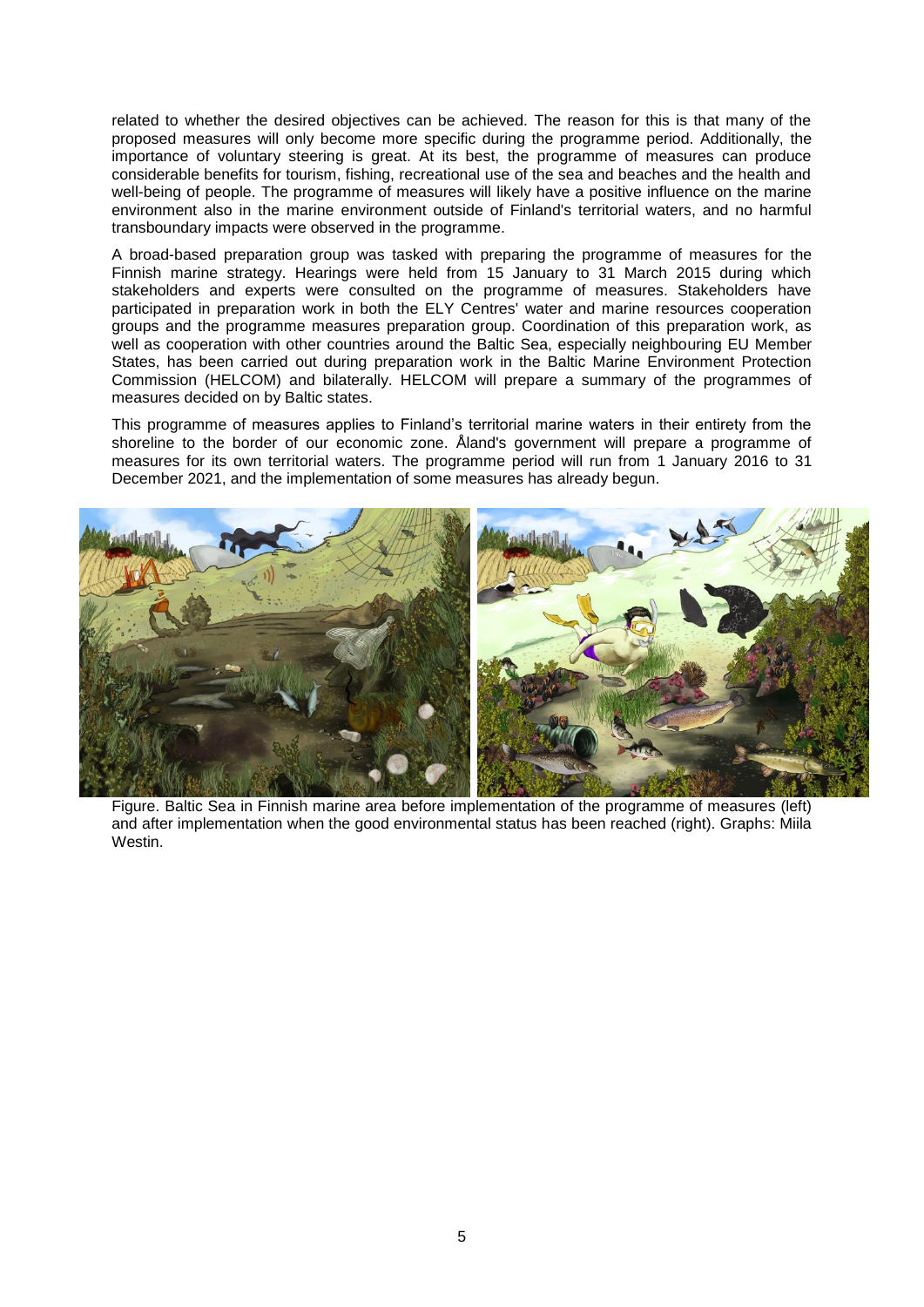related to whether the desired objectives can be achieved. The reason for this is that many of the proposed measures will only become more specific during the programme period. Additionally, the importance of voluntary steering is great. At its best, the programme of measures can produce considerable benefits for tourism, fishing, recreational use of the sea and beaches and the health and well-being of people. The programme of measures will likely have a positive influence on the marine environment also in the marine environment outside of Finland's territorial waters, and no harmful transboundary impacts were observed in the programme.

A broad-based preparation group was tasked with preparing the programme of measures for the Finnish marine strategy. Hearings were held from 15 January to 31 March 2015 during which stakeholders and experts were consulted on the programme of measures. Stakeholders have participated in preparation work in both the ELY Centres' water and marine resources cooperation groups and the programme measures preparation group. Coordination of this preparation work, as well as cooperation with other countries around the Baltic Sea, especially neighbouring EU Member States, has been carried out during preparation work in the Baltic Marine Environment Protection Commission (HELCOM) and bilaterally. HELCOM will prepare a summary of the programmes of measures decided on by Baltic states.

This programme of measures applies to Finland's territorial marine waters in their entirety from the shoreline to the border of our economic zone. Åland's government will prepare a programme of measures for its own territorial waters. The programme period will run from 1 January 2016 to 31 December 2021, and the implementation of some measures has already begun.

Figure. Baltic Sea in Finnish marine area before implementation of the programme of measures (left) and after implementation when the good environmental status has been reached (right). Graphs: Miila Westin.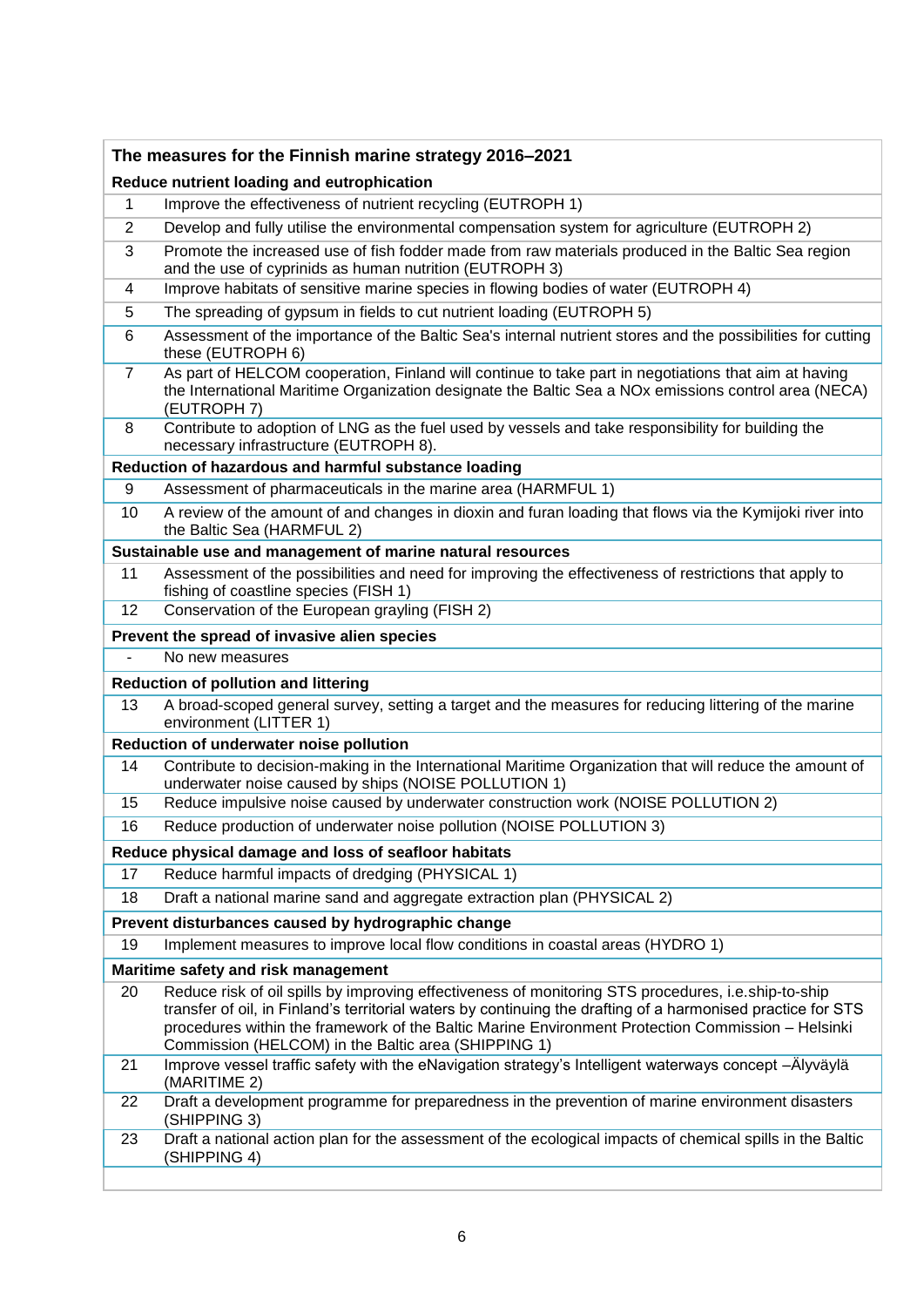| The measures for the Finnish marine strategy 2016–2021 | |
|---|---|
| **Reduce nutrient loading and eutrophication** | |
| 1 | Improve the effectiveness of nutrient recycling (EUTROPH 1) |
| 2 | Develop and fully utilise the environmental compensation system for agriculture (EUTROPH 2) |
| 3 | Promote the increased use of fish fodder made from raw materials produced in the Baltic Sea region and the use of cyprinids as human nutrition (EUTROPH 3) |
| 4 | Improve habitats of sensitive marine species in flowing bodies of water (EUTROPH 4) |
| 5 | The spreading of gypsum in fields to cut nutrient loading (EUTROPH 5) |
| 6 | Assessment of the importance of the Baltic Sea's internal nutrient stores and the possibilities for cutting these (EUTROPH 6) |
| 7 | As part of HELCOM cooperation, Finland will continue to take part in negotiations that aim at having the International Maritime Organization designate the Baltic Sea a NOx emissions control area (NECA) (EUTROPH 7) |
| 8 | Contribute to adoption of LNG as the fuel used by vessels and take responsibility for building the necessary infrastructure (EUTROPH 8). |
| **Reduction of hazardous and harmful substance loading** | |
| 9 | Assessment of pharmaceuticals in the marine area (HARMFUL 1) |
| 10 | A review of the amount of and changes in dioxin and furan loading that flows via the Kymijoki river into the Baltic Sea (HARMFUL 2) |
| **Sustainable use and management of marine natural resources** | |
| 11 | Assessment of the possibilities and need for improving the effectiveness of restrictions that apply to fishing of coastline species (FISH 1) |
| 12 | Conservation of the European grayling (FISH 2) |
| **Prevent the spread of invasive alien species** | |
| - | No new measures |
| **Reduction of pollution and littering** | |
| 13 | A broad-scoped general survey, setting a target and the measures for reducing littering of the marine environment (LITTER 1) |
| **Reduction of underwater noise pollution** | |
| 14 | Contribute to decision-making in the International Maritime Organization that will reduce the amount of underwater noise caused by ships (NOISE POLLUTION 1) |
| 15 | Reduce impulsive noise caused by underwater construction work (NOISE POLLUTION 2) |
| 16 | Reduce production of underwater noise pollution (NOISE POLLUTION 3) |
| **Reduce physical damage and loss of seafloor habitats** | |
| 17 | Reduce harmful impacts of dredging (PHYSICAL 1) |
| 18 | Draft a national marine sand and aggregate extraction plan (PHYSICAL 2) |
| **Prevent disturbances caused by hydrographic change** | |
| 19 | Implement measures to improve local flow conditions in coastal areas (HYDRO 1) |
| **Maritime safety and risk management** | |
| 20 | Reduce risk of oil spills by improving effectiveness of monitoring STS procedures, i.e.ship-to-ship transfer of oil, in Finland's territorial waters by continuing the drafting of a harmonised practice for STS procedures within the framework of the Baltic Marine Environment Protection Commission – Helsinki Commission (HELCOM) in the Baltic area (SHIPPING 1) |
| 21 | Improve vessel traffic safety with the eNavigation strategy's Intelligent waterways concept –Älyväylä (MARITIME 2) |
| 22 | Draft a development programme for preparedness in the prevention of marine environment disasters (SHIPPING 3) |
| 23 | Draft a national action plan for the assessment of the ecological impacts of chemical spills in the Baltic (SHIPPING 4) |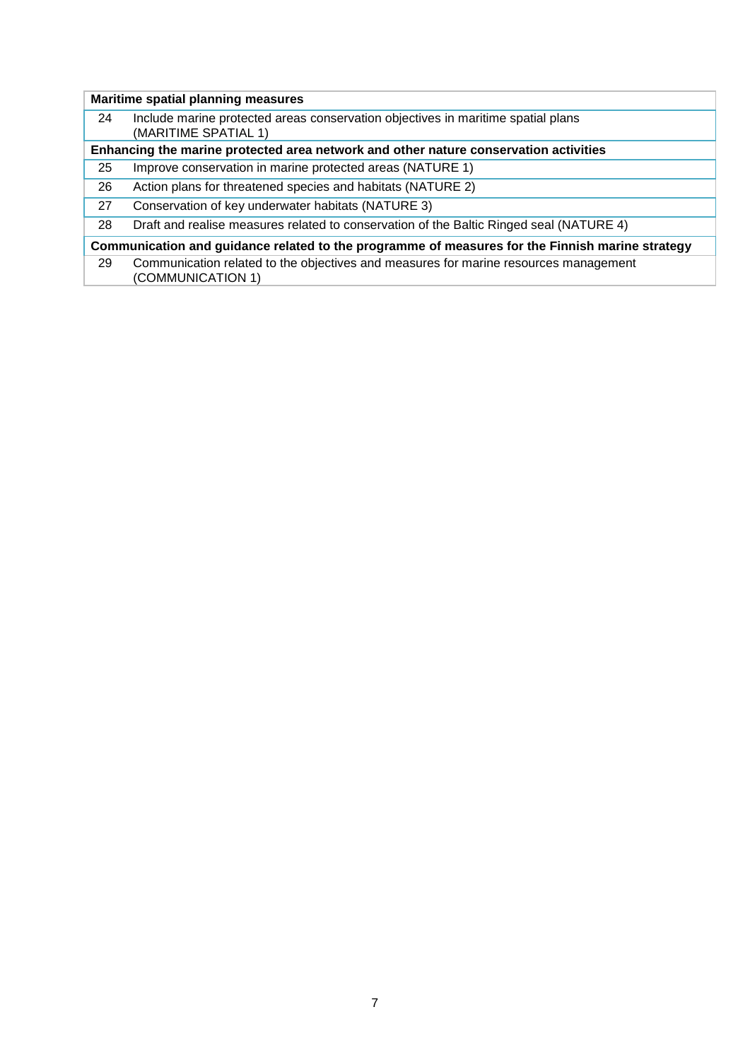| | |
|---|---|
| **Maritime spatial planning measures** | |
| 24 | Include marine protected areas conservation objectives in maritime spatial plans (MARITIME SPATIAL 1) |
| **Enhancing the marine protected area network and other nature conservation activities** | |
| 25 | Improve conservation in marine protected areas (NATURE 1) |
| 26 | Action plans for threatened species and habitats (NATURE 2) |
| 27 | Conservation of key underwater habitats (NATURE 3) |
| 28 | Draft and realise measures related to conservation of the Baltic Ringed seal (NATURE 4) |
| **Communication and guidance related to the programme of measures for the Finnish marine strategy** | |
| 29 | Communication related to the objectives and measures for marine resources management (COMMUNICATION 1) |